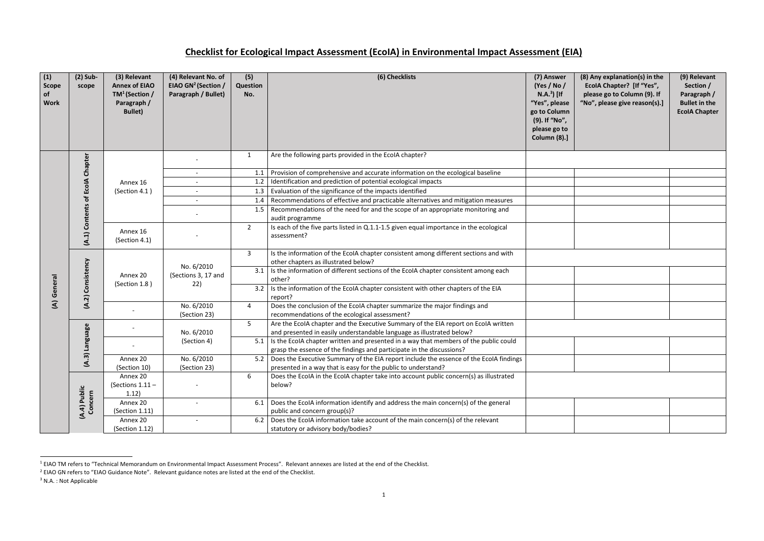# Checklist for Ecological Impact Assessment (EcoIA) in Environmental Impact Assessment (EIA)

| (1) Scope of Work | (2) Sub-scope | (3) Relevant Annex of EIAO TM[1] (Section / Paragraph / Bullet) | (4) Relevant No. of EIAO GN[2] (Section / Paragraph / Bullet) | (5) Question No. | (6) Checklists | (7) Answer (Yes / No / N.A.[3]) [If "Yes", please go to Column (9). If "No", please go to Column (8).] | (8) Any explanation(s) in the EcoIA Chapter? [If "Yes", please go to Column (9). If "No", please give reason(s).] | (9) Relevant Section / Paragraph / Bullet in the EcoIA Chapter |
|---|---|---|---|---|---|---|---|---|
| (A) General | (A.1) Contents of EcoIA Chapter | Annex 16 (Section 4.1) | - | 1 | Are the following parts provided in the EcoIA chapter? | | | |
| | | | - | 1.1 | Provision of comprehensive and accurate information on the ecological baseline | | | |
| | | | - | 1.2 | Identification and prediction of potential ecological impacts | | | |
| | | | - | 1.3 | Evaluation of the significance of the impacts identified | | | |
| | | | - | 1.4 | Recommendations of effective and practicable alternatives and mitigation measures | | | |
| | | | - | 1.5 | Recommendations of the need for and the scope of an appropriate monitoring and audit programme | | | |
| | | Annex 16 (Section 4.1) | - | 2 | Is each of the five parts listed in Q.1.1-1.5 given equal importance in the ecological assessment? | | | |
| | (A.2) Consistency | Annex 20 (Section 1.8) | No. 6/2010 (Sections 3, 17 and 22) | 3 | Is the information of the EcoIA chapter consistent among different sections and with other chapters as illustrated below? | | | |
| | | | | 3.1 | Is the information of different sections of the EcoIA chapter consistent among each other? | | | |
| | | | | 3.2 | Is the information of the EcoIA chapter consistent with other chapters of the EIA report? | | | |
| | | - | No. 6/2010 (Section 23) | 4 | Does the conclusion of the EcoIA chapter summarize the major findings and recommendations of the ecological assessment? | | | |
| | (A.3) Language | - | No. 6/2010 (Section 4) | 5 | Are the EcoIA chapter and the Executive Summary of the EIA report on EcoIA written and presented in easily understandable language as illustrated below? | | | |
| | | - | | 5.1 | Is the EcoIA chapter written and presented in a way that members of the public could grasp the essence of the findings and participate in the discussions? | | | |
| | | Annex 20 (Section 10) | No. 6/2010 (Section 23) | 5.2 | Does the Executive Summary of the EIA report include the essence of the EcoIA findings presented in a way that is easy for the public to understand? | | | |
| | (A.4) Public Concern | Annex 20 (Sections 1.11 – 1.12) | - | 6 | Does the EcoIA in the EcoIA chapter take into account public concern(s) as illustrated below? | | | |
| | | Annex 20 (Section 1.11) | - | 6.1 | Does the EcoIA information identify and address the main concern(s) of the general public and concern group(s)? | | | |
| | | Annex 20 (Section 1.12) | - | 6.2 | Does the EcoIA information take account of the main concern(s) of the relevant statutory or advisory body/bodies? | | | |

[1] EIAO TM refers to "Technical Memorandum on Environmental Impact Assessment Process". Relevant annexes are listed at the end of the Checklist.

[2] EIAO GN refers to "EIAO Guidance Note". Relevant guidance notes are listed at the end of the Checklist.

[3] N.A. : Not Applicable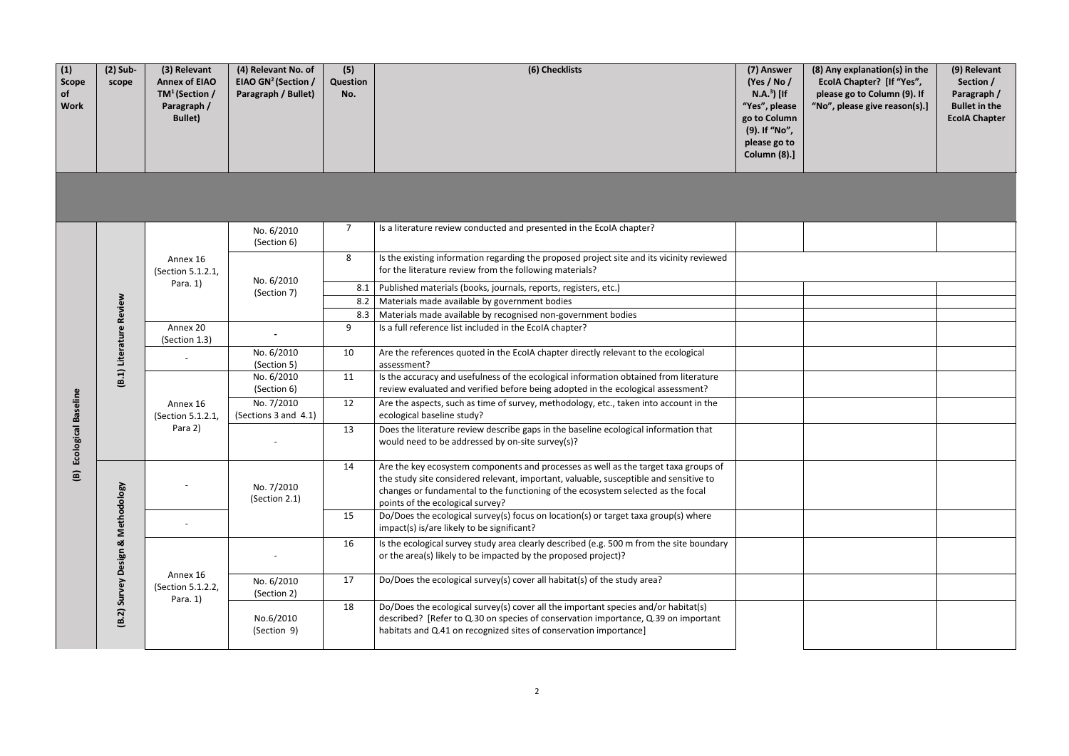| (1) Scope of Work | (2) Sub-scope | (3) Relevant Annex of EIAO TM[1] (Section / Paragraph / Bullet) | (4) Relevant No. of EIAO GN[2] (Section / Paragraph / Bullet) | (5) Question No. | (6) Checklists | (7) Answer (Yes / No / N.A.[3]) [If "Yes", please go to Column (9). If "No", please go to Column (8).] | (8) Any explanation(s) in the EcoIA Chapter? [If "Yes", please go to Column (9). If "No", please give reason(s).] | (9) Relevant Section / Paragraph / Bullet in the EcoIA Chapter |
|---|---|---|---|---|---|---|---|---|
| | | | | | | | | |
| (B) Ecological Baseline | (B.1) Literature Review | Annex 16 (Section 5.1.2.1, Para. 1) | No. 6/2010 (Section 6) | 7 | Is a literature review conducted and presented in the EcoIA chapter? | | | |
| | | | No. 6/2010 (Section 7) | 8 | Is the existing information regarding the proposed project site and its vicinity reviewed for the literature review from the following materials? | | | |
| | | | | 8.1 | Published materials (books, journals, reports, registers, etc.) | | | |
| | | | | 8.2 | Materials made available by government bodies | | | |
| | | | | 8.3 | Materials made available by recognised non-government bodies | | | |
| | | Annex 20 (Section 1.3) | - | 9 | Is a full reference list included in the EcoIA chapter? | | | |
| | | - | No. 6/2010 (Section 5) | 10 | Are the references quoted in the EcoIA chapter directly relevant to the ecological assessment? | | | |
| | | Annex 16 (Section 5.1.2.1, Para 2) | No. 6/2010 (Section 6) | 11 | Is the accuracy and usefulness of the ecological information obtained from literature review evaluated and verified before being adopted in the ecological assessment? | | | |
| | | | No. 7/2010 (Sections 3 and 4.1) | 12 | Are the aspects, such as time of survey, methodology, etc., taken into account in the ecological baseline study? | | | |
| | | | - | 13 | Does the literature review describe gaps in the baseline ecological information that would need to be addressed by on-site survey(s)? | | | |
| | (B.2) Survey Design & Methodology | - | No. 7/2010 (Section 2.1) | 14 | Are the key ecosystem components and processes as well as the target taxa groups of the study site considered relevant, important, valuable, susceptible and sensitive to changes or fundamental to the functioning of the ecosystem selected as the focal points of the ecological survey? | | | |
| | | - | | 15 | Do/Does the ecological survey(s) focus on location(s) or target taxa group(s) where impact(s) is/are likely to be significant? | | | |
| | | Annex 16 (Section 5.1.2.2, Para. 1) | - | 16 | Is the ecological survey study area clearly described (e.g. 500 m from the site boundary or the area(s) likely to be impacted by the proposed project)? | | | |
| | | | No. 6/2010 (Section 2) | 17 | Do/Does the ecological survey(s) cover all habitat(s) of the study area? | | | |
| | | | No.6/2010 (Section 9) | 18 | Do/Does the ecological survey(s) cover all the important species and/or habitat(s) described? [Refer to Q.30 on species of conservation importance, Q.39 on important habitats and Q.41 on recognized sites of conservation importance] | | | |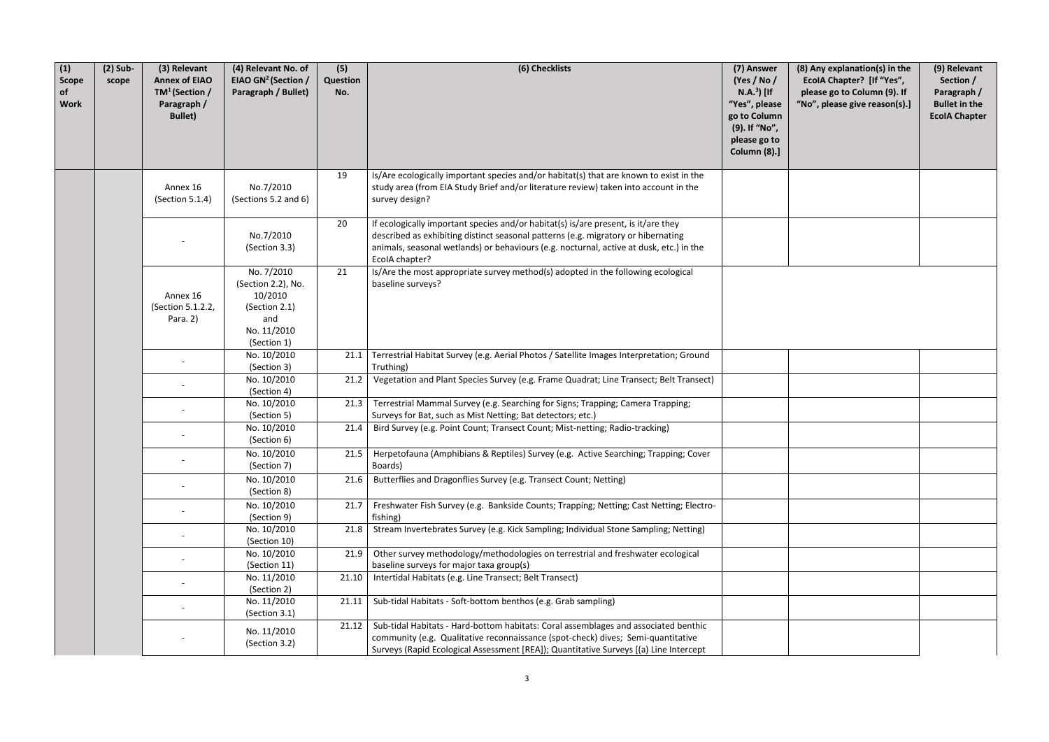| (1) Scope of Work | (2) Sub-scope | (3) Relevant Annex of EIAO TM[1] (Section / Paragraph / Bullet) | (4) Relevant No. of EIAO GN[2] (Section / Paragraph / Bullet) | (5) Question No. | (6) Checklists | (7) Answer (Yes / No / N.A.[3]) [If "Yes", please go to Column (9). If "No", please go to Column (8).] | (8) Any explanation(s) in the EcoIA Chapter? [If "Yes", please go to Column (9). If "No", please give reason(s).] | (9) Relevant Section / Paragraph / Bullet in the EcoIA Chapter |
|---|---|---|---|---|---|---|---|---|
| | | Annex 16 (Section 5.1.4) | No.7/2010 (Sections 5.2 and 6) | 19 | Is/Are ecologically important species and/or habitat(s) that are known to exist in the study area (from EIA Study Brief and/or literature review) taken into account in the survey design? | | | |
| | | - | No.7/2010 (Section 3.3) | 20 | If ecologically important species and/or habitat(s) is/are present, is it/are they described as exhibiting distinct seasonal patterns (e.g. migratory or hibernating animals, seasonal wetlands) or behaviours (e.g. nocturnal, active at dusk, etc.) in the EcoIA chapter? | | | |
| | | Annex 16 (Section 5.1.2.2, Para. 2) | No. 7/2010 (Section 2.2), No. 10/2010 (Section 2.1) and No. 11/2010 (Section 1) | 21 | Is/Are the most appropriate survey method(s) adopted in the following ecological baseline surveys? | | | |
| | | - | No. 10/2010 (Section 3) | 21.1 | Terrestrial Habitat Survey (e.g. Aerial Photos / Satellite Images Interpretation; Ground Truthing) | | | |
| | | - | No. 10/2010 (Section 4) | 21.2 | Vegetation and Plant Species Survey (e.g. Frame Quadrat; Line Transect; Belt Transect) | | | |
| | | - | No. 10/2010 (Section 5) | 21.3 | Terrestrial Mammal Survey (e.g. Searching for Signs; Trapping; Camera Trapping; Surveys for Bat, such as Mist Netting; Bat detectors; etc.) | | | |
| | | - | No. 10/2010 (Section 6) | 21.4 | Bird Survey (e.g. Point Count; Transect Count; Mist-netting; Radio-tracking) | | | |
| | | - | No. 10/2010 (Section 7) | 21.5 | Herpetofauna (Amphibians & Reptiles) Survey (e.g. Active Searching; Trapping; Cover Boards) | | | |
| | | - | No. 10/2010 (Section 8) | 21.6 | Butterflies and Dragonflies Survey (e.g. Transect Count; Netting) | | | |
| | | - | No. 10/2010 (Section 9) | 21.7 | Freshwater Fish Survey (e.g. Bankside Counts; Trapping; Netting; Cast Netting; Electro-fishing) | | | |
| | | - | No. 10/2010 (Section 10) | 21.8 | Stream Invertebrates Survey (e.g. Kick Sampling; Individual Stone Sampling; Netting) | | | |
| | | - | No. 10/2010 (Section 11) | 21.9 | Other survey methodology/methodologies on terrestrial and freshwater ecological baseline surveys for major taxa group(s) | | | |
| | | - | No. 11/2010 (Section 2) | 21.10 | Intertidal Habitats (e.g. Line Transect; Belt Transect) | | | |
| | | - | No. 11/2010 (Section 3.1) | 21.11 | Sub-tidal Habitats - Soft-bottom benthos (e.g. Grab sampling) | | | |
| | | - | No. 11/2010 (Section 3.2) | 21.12 | Sub-tidal Habitats - Hard-bottom habitats: Coral assemblages and associated benthic community (e.g. Qualitative reconnaissance (spot-check) dives; Semi-quantitative Surveys (Rapid Ecological Assessment [REA]); Quantitative Surveys [(a) Line Intercept | | | |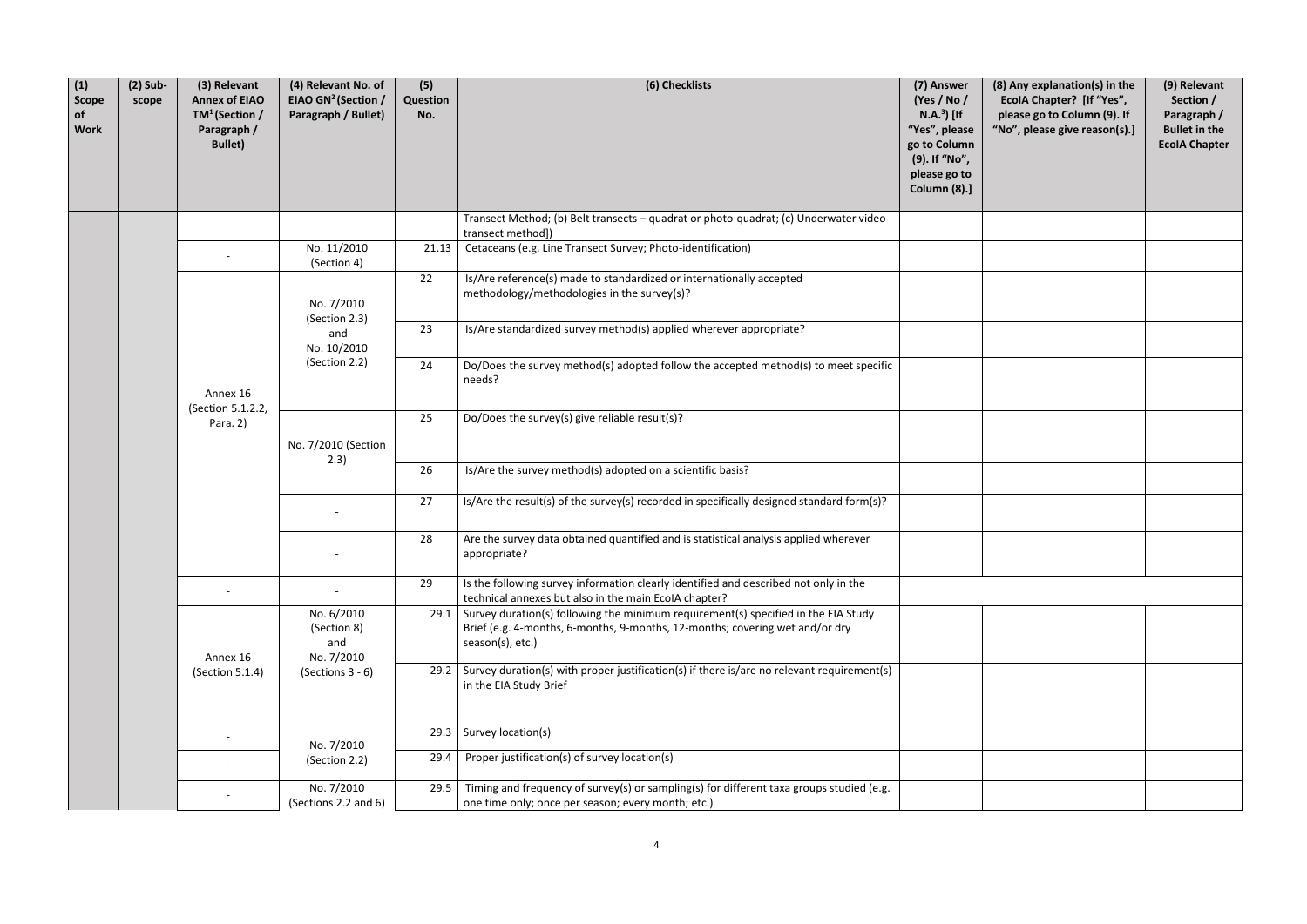| (1) Scope of Work | (2) Sub-scope | (3) Relevant Annex of EIAO TM[1] (Section / Paragraph / Bullet) | (4) Relevant No. of EIAO GN[2] (Section / Paragraph / Bullet) | (5) Question No. | (6) Checklists | (7) Answer (Yes / No / N.A.[3]) [If "Yes", please go to Column (9). If "No", please go to Column (8).] | (8) Any explanation(s) in the EcoIA Chapter? [If "Yes", please go to Column (9). If "No", please give reason(s).] | (9) Relevant Section / Paragraph / Bullet in the EcoIA Chapter |
|---|---|---|---|---|---|---|---|---|
| | | | | | Transect Method; (b) Belt transects – quadrat or photo-quadrat; (c) Underwater video transect method]) | | | |
| | | - | No. 11/2010 (Section 4) | 21.13 | Cetaceans (e.g. Line Transect Survey; Photo-identification) | | | |
| | | Annex 16 (Section 5.1.2.2, Para. 2) | No. 7/2010 (Section 2.3) and No. 10/2010 (Section 2.2) | 22 | Is/Are reference(s) made to standardized or internationally accepted methodology/methodologies in the survey(s)? | | | |
| | | | | 23 | Is/Are standardized survey method(s) applied wherever appropriate? | | | |
| | | | | 24 | Do/Does the survey method(s) adopted follow the accepted method(s) to meet specific needs? | | | |
| | | | No. 7/2010 (Section 2.3) | 25 | Do/Does the survey(s) give reliable result(s)? | | | |
| | | | | 26 | Is/Are the survey method(s) adopted on a scientific basis? | | | |
| | | | - | 27 | Is/Are the result(s) of the survey(s) recorded in specifically designed standard form(s)? | | | |
| | | | - | 28 | Are the survey data obtained quantified and is statistical analysis applied wherever appropriate? | | | |
| | | - | - | 29 | Is the following survey information clearly identified and described not only in the technical annexes but also in the main EcoIA chapter? | | | |
| | | Annex 16 (Section 5.1.4) | No. 6/2010 (Section 8) and No. 7/2010 (Sections 3 - 6) | 29.1 | Survey duration(s) following the minimum requirement(s) specified in the EIA Study Brief (e.g. 4-months, 6-months, 9-months, 12-months; covering wet and/or dry season(s), etc.) | | | |
| | | | | 29.2 | Survey duration(s) with proper justification(s) if there is/are no relevant requirement(s) in the EIA Study Brief | | | |
| | | - | No. 7/2010 (Section 2.2) | 29.3 | Survey location(s) | | | |
| | | - | | 29.4 | Proper justification(s) of survey location(s) | | | |
| | | - | No. 7/2010 (Sections 2.2 and 6) | 29.5 | Timing and frequency of survey(s) or sampling(s) for different taxa groups studied (e.g. one time only; once per season; every month; etc.) | | | |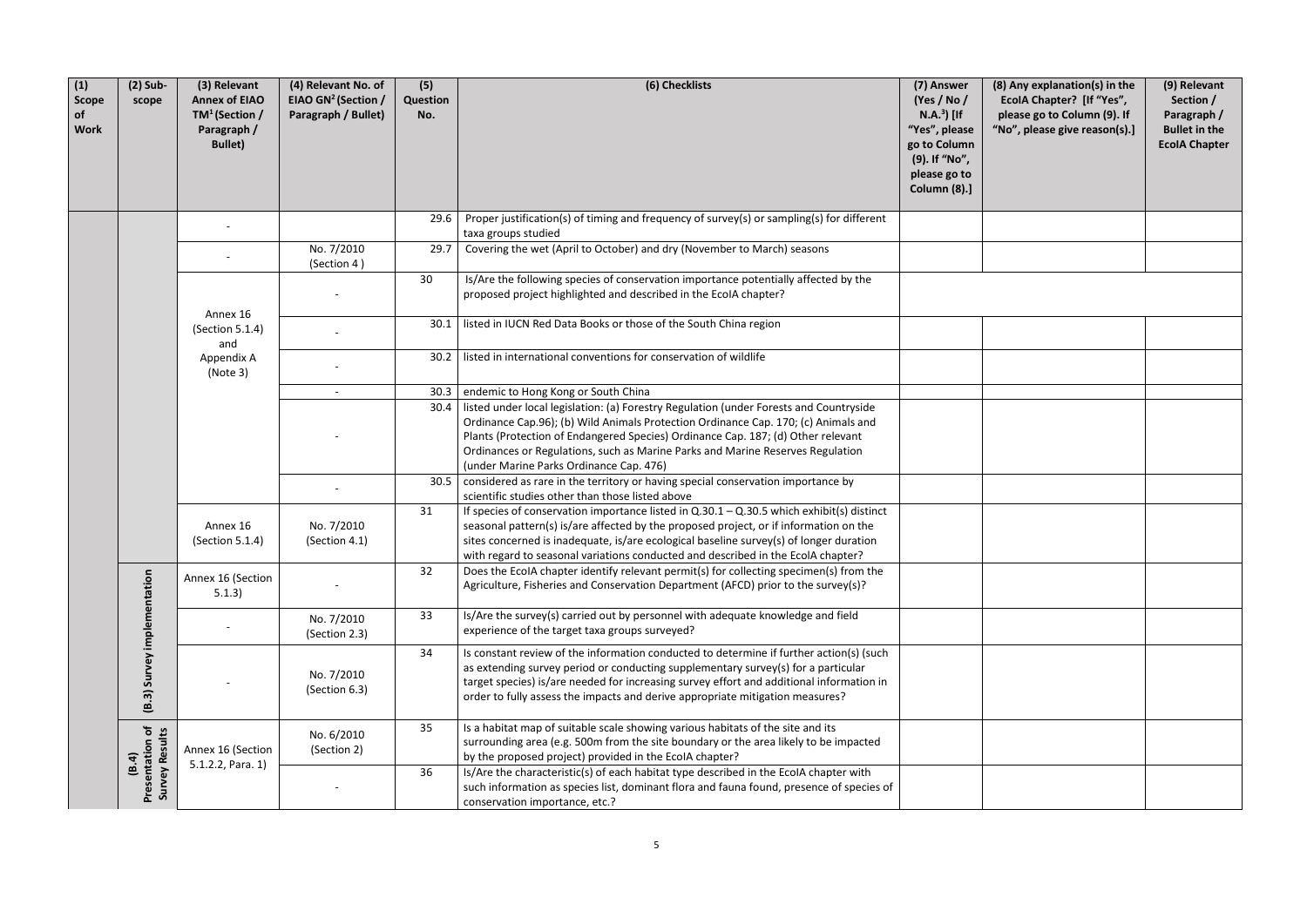| (1) Scope of Work | (2) Sub-scope | (3) Relevant Annex of EIAO TM[1] (Section / Paragraph / Bullet) | (4) Relevant No. of EIAO GN[2] (Section / Paragraph / Bullet) | (5) Question No. | (6) Checklists | (7) Answer (Yes / No / N.A.[3]) [If "Yes", please go to Column (9). If "No", please go to Column (8).] | (8) Any explanation(s) in the EcoIA Chapter? [If "Yes", please go to Column (9). If "No", please give reason(s).] | (9) Relevant Section / Paragraph / Bullet in the EcoIA Chapter |
|---|---|---|---|---|---|---|---|---|
| | | - | | 29.6 | Proper justification(s) of timing and frequency of survey(s) or sampling(s) for different taxa groups studied | | | |
| | | - | No. 7/2010 (Section 4) | 29.7 | Covering the wet (April to October) and dry (November to March) seasons | | | |
| | | Annex 16 (Section 5.1.4) and Appendix A (Note 3) | - | 30 | Is/Are the following species of conservation importance potentially affected by the proposed project highlighted and described in the EcoIA chapter? | | | |
| | | | - | 30.1 | listed in IUCN Red Data Books or those of the South China region | | | |
| | | | - | 30.2 | listed in international conventions for conservation of wildlife | | | |
| | | | - | 30.3 | endemic to Hong Kong or South China | | | |
| | | | - | 30.4 | listed under local legislation: (a) Forestry Regulation (under Forests and Countryside Ordinance Cap.96); (b) Wild Animals Protection Ordinance Cap. 170; (c) Animals and Plants (Protection of Endangered Species) Ordinance Cap. 187; (d) Other relevant Ordinances or Regulations, such as Marine Parks and Marine Reserves Regulation (under Marine Parks Ordinance Cap. 476) | | | |
| | | | - | 30.5 | considered as rare in the territory or having special conservation importance by scientific studies other than those listed above | | | |
| | | Annex 16 (Section 5.1.4) | No. 7/2010 (Section 4.1) | 31 | If species of conservation importance listed in Q.30.1 – Q.30.5 which exhibit(s) distinct seasonal pattern(s) is/are affected by the proposed project, or if information on the sites concerned is inadequate, is/are ecological baseline survey(s) of longer duration with regard to seasonal variations conducted and described in the EcoIA chapter? | | | |
| | (B.3) Survey implementation | Annex 16 (Section 5.1.3) | - | 32 | Does the EcoIA chapter identify relevant permit(s) for collecting specimen(s) from the Agriculture, Fisheries and Conservation Department (AFCD) prior to the survey(s)? | | | |
| | | - | No. 7/2010 (Section 2.3) | 33 | Is/Are the survey(s) carried out by personnel with adequate knowledge and field experience of the target taxa groups surveyed? | | | |
| | | - | No. 7/2010 (Section 6.3) | 34 | Is constant review of the information conducted to determine if further action(s) (such as extending survey period or conducting supplementary survey(s) for a particular target species) is/are needed for increasing survey effort and additional information in order to fully assess the impacts and derive appropriate mitigation measures? | | | |
| | (B.4) Presentation of Survey Results | Annex 16 (Section 5.1.2.2, Para. 1) | No. 6/2010 (Section 2) | 35 | Is a habitat map of suitable scale showing various habitats of the site and its surrounding area (e.g. 500m from the site boundary or the area likely to be impacted by the proposed project) provided in the EcoIA chapter? | | | |
| | | | - | 36 | Is/Are the characteristic(s) of each habitat type described in the EcoIA chapter with such information as species list, dominant flora and fauna found, presence of species of conservation importance, etc.? | | | |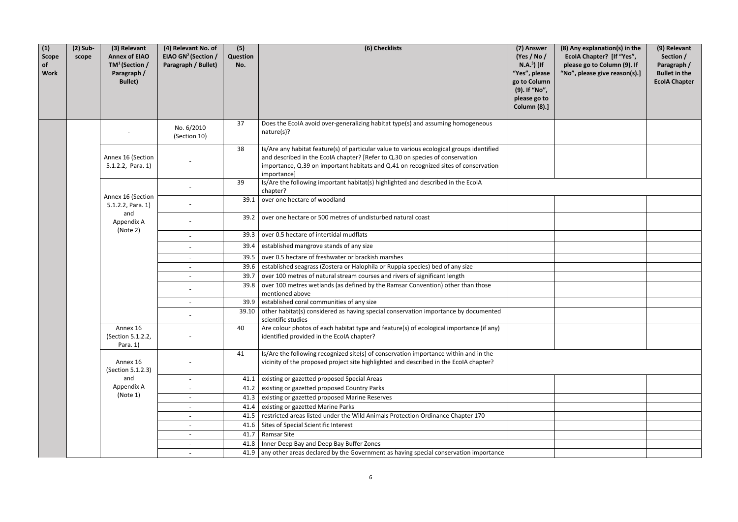| (1) Scope of Work | (2) Sub-scope | (3) Relevant Annex of EIAO TM[1] (Section / Paragraph / Bullet) | (4) Relevant No. of EIAO GN[2] (Section / Paragraph / Bullet) | (5) Question No. | (6) Checklists | (7) Answer (Yes / No / N.A.[3]) [If "Yes", please go to Column (9). If "No", please go to Column (8).] | (8) Any explanation(s) in the EcoIA Chapter? [If "Yes", please go to Column (9). If "No", please give reason(s).] | (9) Relevant Section / Paragraph / Bullet in the EcoIA Chapter |
|---|---|---|---|---|---|---|---|---|
| | | - | No. 6/2010 (Section 10) | 37 | Does the EcoIA avoid over-generalizing habitat type(s) and assuming homogeneous nature(s)? | | | |
| | | Annex 16 (Section 5.1.2.2, Para. 1) | - | 38 | Is/Are any habitat feature(s) of particular value to various ecological groups identified and described in the EcoIA chapter? [Refer to Q.30 on species of conservation importance, Q.39 on important habitats and Q.41 on recognized sites of conservation importance] | | | |
| | | Annex 16 (Section 5.1.2.2, Para. 1) and Appendix A (Note 2) | - | 39 | Is/Are the following important habitat(s) highlighted and described in the EcoIA chapter? | | | |
| | | | - | 39.1 | over one hectare of woodland | | | |
| | | | - | 39.2 | over one hectare or 500 metres of undisturbed natural coast | | | |
| | | | - | 39.3 | over 0.5 hectare of intertidal mudflats | | | |
| | | | - | 39.4 | established mangrove stands of any size | | | |
| | | | - | 39.5 | over 0.5 hectare of freshwater or brackish marshes | | | |
| | | | - | 39.6 | established seagrass (Zostera or Halophila or Ruppia species) bed of any size | | | |
| | | | - | 39.7 | over 100 metres of natural stream courses and rivers of significant length | | | |
| | | | - | 39.8 | over 100 metres wetlands (as defined by the Ramsar Convention) other than those mentioned above | | | |
| | | | - | 39.9 | established coral communities of any size | | | |
| | | | - | 39.10 | other habitat(s) considered as having special conservation importance by documented scientific studies | | | |
| | | Annex 16 (Section 5.1.2.2, Para. 1) | - | 40 | Are colour photos of each habitat type and feature(s) of ecological importance (if any) identified provided in the EcoIA chapter? | | | |
| | | Annex 16 (Section 5.1.2.3) and Appendix A (Note 1) | - | 41 | Is/Are the following recognized site(s) of conservation importance within and in the vicinity of the proposed project site highlighted and described in the EcoIA chapter? | | | |
| | | | - | 41.1 | existing or gazetted proposed Special Areas | | | |
| | | | - | 41.2 | existing or gazetted proposed Country Parks | | | |
| | | | - | 41.3 | existing or gazetted proposed Marine Reserves | | | |
| | | | - | 41.4 | existing or gazetted Marine Parks | | | |
| | | | - | 41.5 | restricted areas listed under the Wild Animals Protection Ordinance Chapter 170 | | | |
| | | | - | 41.6 | Sites of Special Scientific Interest | | | |
| | | | - | 41.7 | Ramsar Site | | | |
| | | | - | 41.8 | Inner Deep Bay and Deep Bay Buffer Zones | | | |
| | | | - | 41.9 | any other areas declared by the Government as having special conservation importance | | | |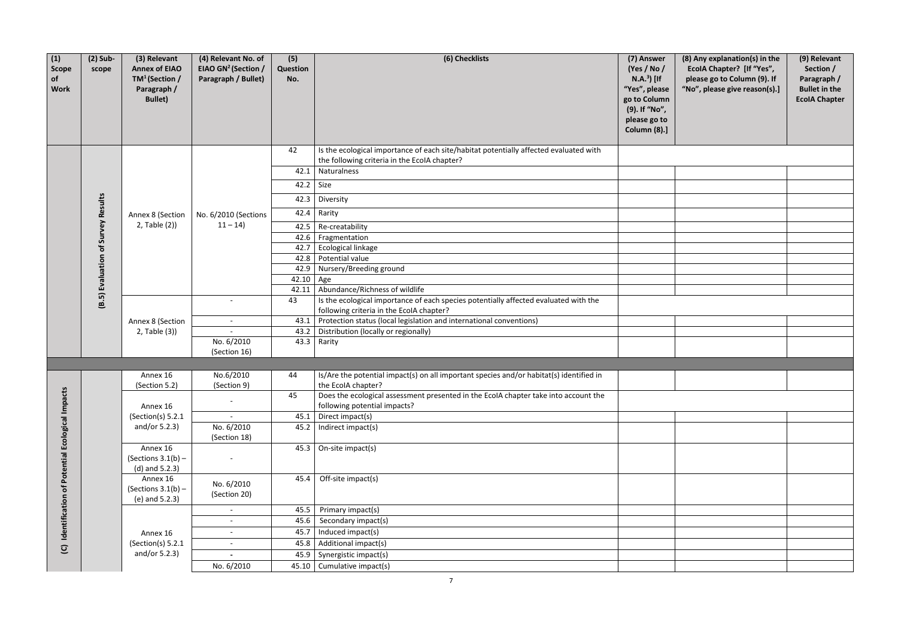| (1) Scope of Work | (2) Sub-scope | (3) Relevant Annex of EIAO TM[1] (Section / Paragraph / Bullet) | (4) Relevant No. of EIAO GN[2] (Section / Paragraph / Bullet) | (5) Question No. | (6) Checklists | (7) Answer (Yes / No / N.A.[3]) [If "Yes", please go to Column (9). If "No", please go to Column (8).] | (8) Any explanation(s) in the EcoIA Chapter? [If "Yes", please go to Column (9). If "No", please give reason(s).] | (9) Relevant Section / Paragraph / Bullet in the EcoIA Chapter |
|---|---|---|---|---|---|---|---|---|
| | (B.5) Evaluation of Survey Results | Annex 8 (Section 2, Table (2)) | No. 6/2010 (Sections 11 – 14) | 42 | Is the ecological importance of each site/habitat potentially affected evaluated with the following criteria in the EcoIA chapter? | | | |
| | | | | 42.1 | Naturalness | | | |
| | | | | 42.2 | Size | | | |
| | | | | 42.3 | Diversity | | | |
| | | | | 42.4 | Rarity | | | |
| | | | | 42.5 | Re-creatability | | | |
| | | | | 42.6 | Fragmentation | | | |
| | | | | 42.7 | Ecological linkage | | | |
| | | | | 42.8 | Potential value | | | |
| | | | | 42.9 | Nursery/Breeding ground | | | |
| | | | | 42.10 | Age | | | |
| | | | | 42.11 | Abundance/Richness of wildlife | | | |
| | | Annex 8 (Section 2, Table (3)) | - | 43 | Is the ecological importance of each species potentially affected evaluated with the following criteria in the EcoIA chapter? | | | |
| | | | - | 43.1 | Protection status (local legislation and international conventions) | | | |
| | | | - | 43.2 | Distribution (locally or regionally) | | | |
| | | | No. 6/2010 (Section 16) | 43.3 | Rarity | | | |
| | | | | | | | | |
| (C) Identification of Potential Ecological Impacts | | Annex 16 (Section 5.2) | No.6/2010 (Section 9) | 44 | Is/Are the potential impact(s) on all important species and/or habitat(s) identified in the EcoIA chapter? | | | |
| | | Annex 16 (Section(s) 5.2.1 and/or 5.2.3) | - | 45 | Does the ecological assessment presented in the EcoIA chapter take into account the following potential impacts? | | | |
| | | | - | 45.1 | Direct impact(s) | | | |
| | | | No. 6/2010 (Section 18) | 45.2 | Indirect impact(s) | | | |
| | | Annex 16 (Sections 3.1(b) – (d) and 5.2.3) | - | 45.3 | On-site impact(s) | | | |
| | | Annex 16 (Sections 3.1(b) – (e) and 5.2.3) | No. 6/2010 (Section 20) | 45.4 | Off-site impact(s) | | | |
| | | Annex 16 (Section(s) 5.2.1 and/or 5.2.3) | - | 45.5 | Primary impact(s) | | | |
| | | | - | 45.6 | Secondary impact(s) | | | |
| | | | - | 45.7 | Induced impact(s) | | | |
| | | | - | 45.8 | Additional impact(s) | | | |
| | | | - | 45.9 | Synergistic impact(s) | | | |
| | | | No. 6/2010 | 45.10 | Cumulative impact(s) | | | |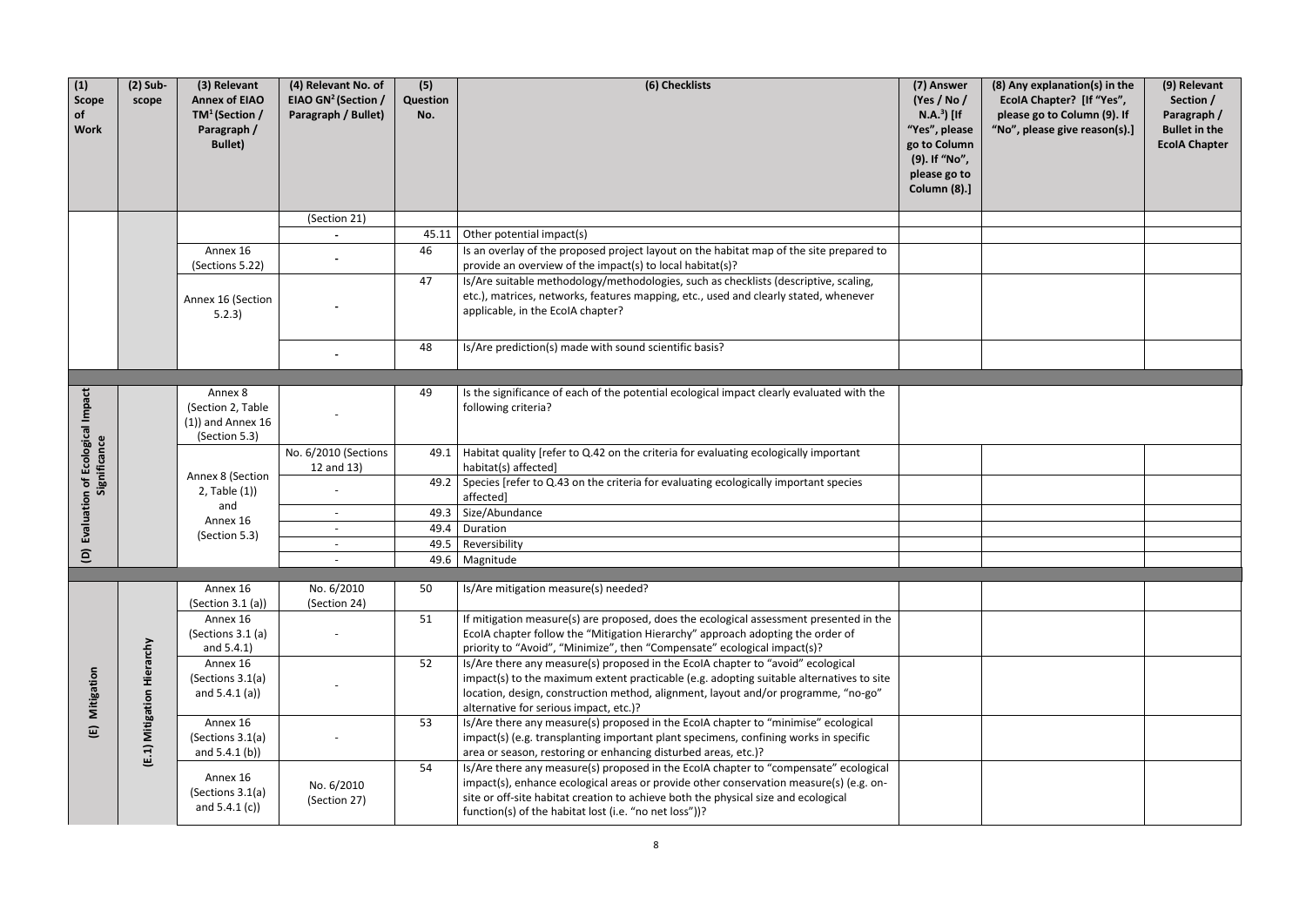| (1) Scope of Work | (2) Sub-scope | (3) Relevant Annex of EIAO TM[1] (Section / Paragraph / Bullet) | (4) Relevant No. of EIAO GN[2] (Section / Paragraph / Bullet) | (5) Question No. | (6) Checklists | (7) Answer (Yes / No / N.A.[3]) [If "Yes", please go to Column (9). If "No", please go to Column (8).] | (8) Any explanation(s) in the EcoIA Chapter? [If "Yes", please go to Column (9). If "No", please give reason(s).] | (9) Relevant Section / Paragraph / Bullet in the EcoIA Chapter |
|---|---|---|---|---|---|---|---|---|
| | | | (Section 21) | | | | | |
| | | | - | 45.11 | Other potential impact(s) | | | |
| | | Annex 16 (Sections 5.22) | - | 46 | Is an overlay of the proposed project layout on the habitat map of the site prepared to provide an overview of the impact(s) to local habitat(s)? | | | |
| | | Annex 16 (Section 5.2.3) | - | 47 | Is/Are suitable methodology/methodologies, such as checklists (descriptive, scaling, etc.), matrices, networks, features mapping, etc., used and clearly stated, whenever applicable, in the EcoIA chapter? | | | |
| | | | - | 48 | Is/Are prediction(s) made with sound scientific basis? | | | |
| (D) Evaluation of Ecological Impact Significance | | Annex 8 (Section 2, Table (1)) and Annex 16 (Section 5.3) | - | 49 | Is the significance of each of the potential ecological impact clearly evaluated with the following criteria? | | | |
| | | Annex 8 (Section 2, Table (1)) and Annex 16 (Section 5.3) | No. 6/2010 (Sections 12 and 13) | 49.1 | Habitat quality [refer to Q.42 on the criteria for evaluating ecologically important habitat(s) affected] | | | |
| | | | - | 49.2 | Species [refer to Q.43 on the criteria for evaluating ecologically important species affected] | | | |
| | | | - | 49.3 | Size/Abundance | | | |
| | | | - | 49.4 | Duration | | | |
| | | | - | 49.5 | Reversibility | | | |
| | | | - | 49.6 | Magnitude | | | |
| (E) Mitigation | (E.1) Mitigation Hierarchy | Annex 16 (Section 3.1 (a)) | No. 6/2010 (Section 24) | 50 | Is/Are mitigation measure(s) needed? | | | |
| | | Annex 16 (Sections 3.1 (a) and 5.4.1) | - | 51 | If mitigation measure(s) are proposed, does the ecological assessment presented in the EcoIA chapter follow the "Mitigation Hierarchy" approach adopting the order of priority to "Avoid", "Minimize", then "Compensate" ecological impact(s)? | | | |
| | | Annex 16 (Sections 3.1(a) and 5.4.1 (a)) | - | 52 | Is/Are there any measure(s) proposed in the EcoIA chapter to "avoid" ecological impact(s) to the maximum extent practicable (e.g. adopting suitable alternatives to site location, design, construction method, alignment, layout and/or programme, "no-go" alternative for serious impact, etc.)? | | | |
| | | Annex 16 (Sections 3.1(a) and 5.4.1 (b)) | - | 53 | Is/Are there any measure(s) proposed in the EcoIA chapter to "minimise" ecological impact(s) (e.g. transplanting important plant specimens, confining works in specific area or season, restoring or enhancing disturbed areas, etc.)? | | | |
| | | Annex 16 (Sections 3.1(a) and 5.4.1 (c)) | No. 6/2010 (Section 27) | 54 | Is/Are there any measure(s) proposed in the EcoIA chapter to "compensate" ecological impact(s), enhance ecological areas or provide other conservation measure(s) (e.g. on-site or off-site habitat creation to achieve both the physical size and ecological function(s) of the habitat lost (i.e. "no net loss"))? | | | |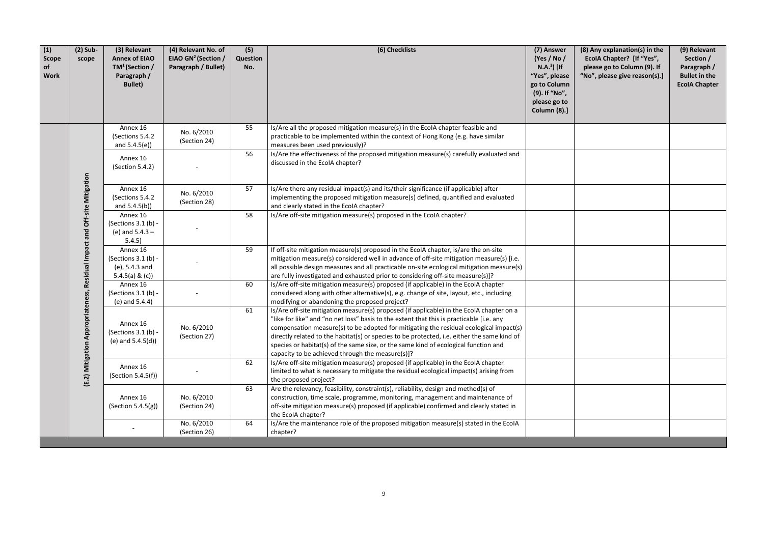| (1) Scope of Work | (2) Sub-scope | (3) Relevant Annex of EIAO TM[1] (Section / Paragraph / Bullet) | (4) Relevant No. of EIAO GN[2] (Section / Paragraph / Bullet) | (5) Question No. | (6) Checklists | (7) Answer (Yes / No / N.A.[3]) [If "Yes", please go to Column (9). If "No", please go to Column (8).] | (8) Any explanation(s) in the EcoIA Chapter? [If "Yes", please go to Column (9). If "No", please give reason(s).] | (9) Relevant Section / Paragraph / Bullet in the EcoIA Chapter |
|---|---|---|---|---|---|---|---|---|
| | (E.2) Mitigation Appropriateness, Residual Impact and Off-site Mitigation | Annex 16 (Sections 5.4.2 and 5.4.5(e)) | No. 6/2010 (Section 24) | 55 | Is/Are all the proposed mitigation measure(s) in the EcoIA chapter feasible and practicable to be implemented within the context of Hong Kong (e.g. have similar measures been used previously)? | | | |
| | | Annex 16 (Section 5.4.2) | - | 56 | Is/Are the effectiveness of the proposed mitigation measure(s) carefully evaluated and discussed in the EcoIA chapter? | | | |
| | | Annex 16 (Sections 5.4.2 and 5.4.5(b)) | No. 6/2010 (Section 28) | 57 | Is/Are there any residual impact(s) and its/their significance (if applicable) after implementing the proposed mitigation measure(s) defined, quantified and evaluated and clearly stated in the EcoIA chapter? | | | |
| | | Annex 16 (Sections 3.1 (b) - (e) and 5.4.3 – 5.4.5) | - | 58 | Is/Are off-site mitigation measure(s) proposed in the EcoIA chapter? | | | |
| | | Annex 16 (Sections 3.1 (b) - (e), 5.4.3 and 5.4.5(a) & (c)) | - | 59 | If off-site mitigation measure(s) proposed in the EcoIA chapter, is/are the on-site mitigation measure(s) considered well in advance of off-site mitigation measure(s) [i.e. all possible design measures and all practicable on-site ecological mitigation measure(s) are fully investigated and exhausted prior to considering off-site measure(s)]? | | | |
| | | Annex 16 (Sections 3.1 (b) - (e) and 5.4.4) | - | 60 | Is/Are off-site mitigation measure(s) proposed (if applicable) in the EcoIA chapter considered along with other alternative(s), e.g. change of site, layout, etc., including modifying or abandoning the proposed project? | | | |
| | | Annex 16 (Sections 3.1 (b) - (e) and 5.4.5(d)) | No. 6/2010 (Section 27) | 61 | Is/Are off-site mitigation measure(s) proposed (if applicable) in the EcoIA chapter on a "like for like" and "no net loss" basis to the extent that this is practicable [i.e. any compensation measure(s) to be adopted for mitigating the residual ecological impact(s) directly related to the habitat(s) or species to be protected, i.e. either the same kind of species or habitat(s) of the same size, or the same kind of ecological function and capacity to be achieved through the measure(s)]? | | | |
| | | Annex 16 (Section 5.4.5(f)) | - | 62 | Is/Are off-site mitigation measure(s) proposed (if applicable) in the EcoIA chapter limited to what is necessary to mitigate the residual ecological impact(s) arising from the proposed project? | | | |
| | | Annex 16 (Section 5.4.5(g)) | No. 6/2010 (Section 24) | 63 | Are the relevancy, feasibility, constraint(s), reliability, design and method(s) of construction, time scale, programme, monitoring, management and maintenance of off-site mitigation measure(s) proposed (if applicable) confirmed and clearly stated in the EcoIA chapter? | | | |
| | | - | No. 6/2010 (Section 26) | 64 | Is/Are the maintenance role of the proposed mitigation measure(s) stated in the EcoIA chapter? | | | |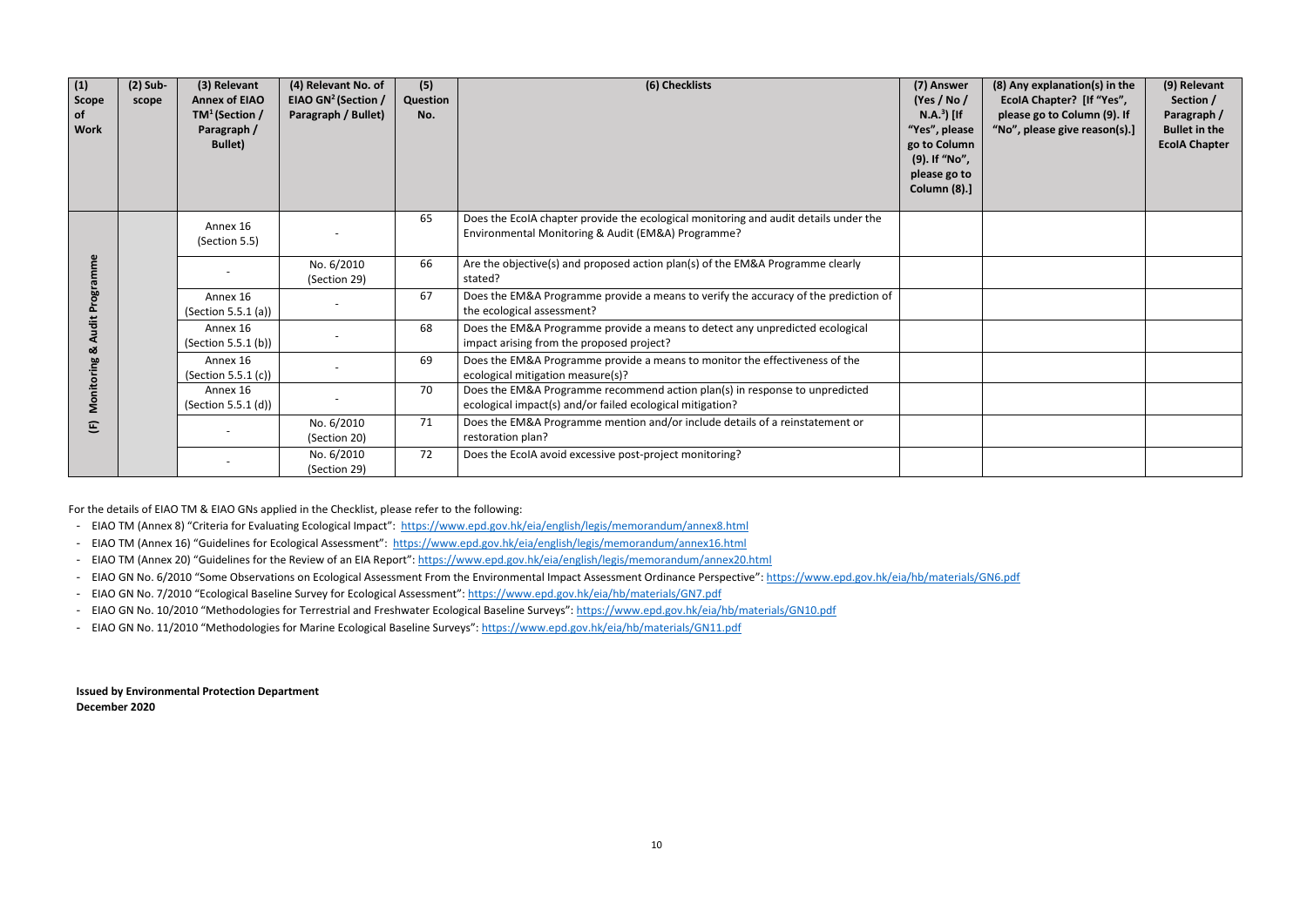| (1) Scope of Work | (2) Sub-scope | (3) Relevant Annex of EIAO TM[1] (Section / Paragraph / Bullet) | (4) Relevant No. of EIAO GN[2] (Section / Paragraph / Bullet) | (5) Question No. | (6) Checklists | (7) Answer (Yes / No / N.A.[3]) [If "Yes", please go to Column (9). If "No", please go to Column (8).] | (8) Any explanation(s) in the EcoIA Chapter? [If "Yes", please go to Column (9). If "No", please give reason(s).] | (9) Relevant Section / Paragraph / Bullet in the EcoIA Chapter |
|---|---|---|---|---|---|---|---|---|
| (F) Monitoring & Audit Programme | | Annex 16 (Section 5.5) | - | 65 | Does the EcoIA chapter provide the ecological monitoring and audit details under the Environmental Monitoring & Audit (EM&A) Programme? | | | |
| | | - | No. 6/2010 (Section 29) | 66 | Are the objective(s) and proposed action plan(s) of the EM&A Programme clearly stated? | | | |
| | | Annex 16 (Section 5.5.1 (a)) | - | 67 | Does the EM&A Programme provide a means to verify the accuracy of the prediction of the ecological assessment? | | | |
| | | Annex 16 (Section 5.5.1 (b)) | - | 68 | Does the EM&A Programme provide a means to detect any unpredicted ecological impact arising from the proposed project? | | | |
| | | Annex 16 (Section 5.5.1 (c)) | - | 69 | Does the EM&A Programme provide a means to monitor the effectiveness of the ecological mitigation measure(s)? | | | |
| | | Annex 16 (Section 5.5.1 (d)) | - | 70 | Does the EM&A Programme recommend action plan(s) in response to unpredicted ecological impact(s) and/or failed ecological mitigation? | | | |
| | | - | No. 6/2010 (Section 20) | 71 | Does the EM&A Programme mention and/or include details of a reinstatement or restoration plan? | | | |
| | | - | No. 6/2010 (Section 29) | 72 | Does the EcoIA avoid excessive post-project monitoring? | | | |

For the details of EIAO TM & EIAO GNs applied in the Checklist, please refer to the following:

- EIAO TM (Annex 8) "Criteria for Evaluating Ecological Impact": https://www.epd.gov.hk/eia/english/legis/memorandum/annex8.html
- EIAO TM (Annex 16) "Guidelines for Ecological Assessment": https://www.epd.gov.hk/eia/english/legis/memorandum/annex16.html
- EIAO TM (Annex 20) "Guidelines for the Review of an EIA Report": https://www.epd.gov.hk/eia/english/legis/memorandum/annex20.html
- EIAO GN No. 6/2010 "Some Observations on Ecological Assessment From the Environmental Impact Assessment Ordinance Perspective": https://www.epd.gov.hk/eia/hb/materials/GN6.pdf
- EIAO GN No. 7/2010 "Ecological Baseline Survey for Ecological Assessment": https://www.epd.gov.hk/eia/hb/materials/GN7.pdf
- EIAO GN No. 10/2010 "Methodologies for Terrestrial and Freshwater Ecological Baseline Surveys": https://www.epd.gov.hk/eia/hb/materials/GN10.pdf
- EIAO GN No. 11/2010 "Methodologies for Marine Ecological Baseline Surveys": https://www.epd.gov.hk/eia/hb/materials/GN11.pdf

**Issued by Environmental Protection Department**
**December 2020**